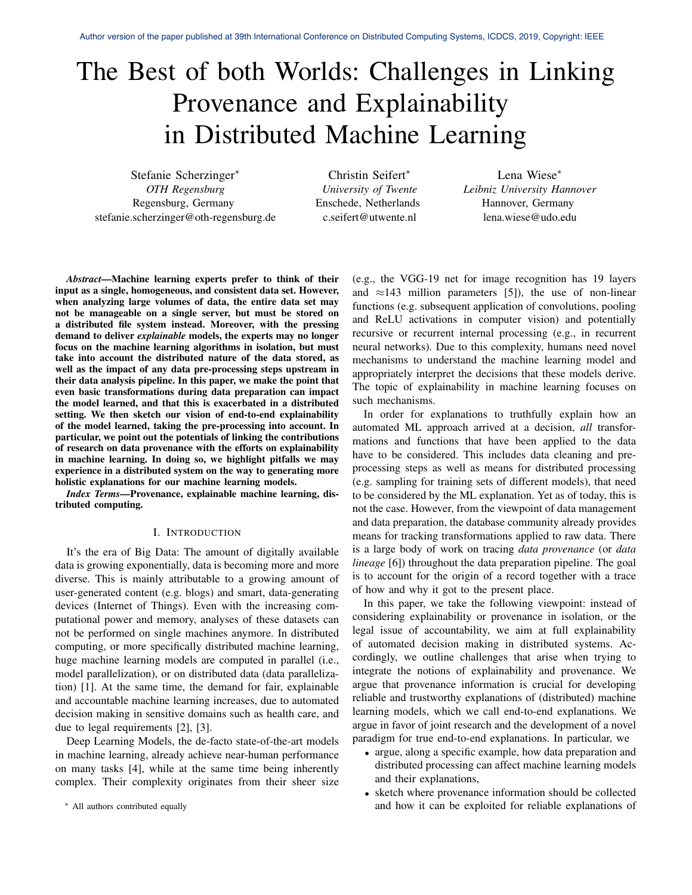Author version of the paper published at 39th International Conference on Distributed Computing Systems, ICDCS, 2019, Copyright: IEEE

# The Best of both Worlds: Challenges in Linking Provenance and Explainability in Distributed Machine Learning

Stefanie Scherzinger*
*OTH Regensburg*
Regensburg, Germany
stefanie.scherzinger@oth-regensburg.de

Christin Seifert*
*University of Twente*
Enschede, Netherlands
c.seifert@utwente.nl

Lena Wiese*
*Leibniz University Hannover*
Hannover, Germany
lena.wiese@udo.edu

***Abstract*—Machine learning experts prefer to think of their input as a single, homogeneous, and consistent data set. However, when analyzing large volumes of data, the entire data set may not be manageable on a single server, but must be stored on a distributed file system instead. Moreover, with the pressing demand to deliver *explainable* models, the experts may no longer focus on the machine learning algorithms in isolation, but must take into account the distributed nature of the data stored, as well as the impact of any data pre-processing steps upstream in their data analysis pipeline. In this paper, we make the point that even basic transformations during data preparation can impact the model learned, and that this is exacerbated in a distributed setting. We then sketch our vision of end-to-end explainability of the model learned, taking the pre-processing into account. In particular, we point out the potentials of linking the contributions of research on data provenance with the efforts on explainability in machine learning. In doing so, we highlight pitfalls we may experience in a distributed system on the way to generating more holistic explanations for our machine learning models.**

***Index Terms*—Provenance, explainable machine learning, distributed computing.**

## I. Introduction

It's the era of Big Data: The amount of digitally available data is growing exponentially, data is becoming more and more diverse. This is mainly attributable to a growing amount of user-generated content (e.g. blogs) and smart, data-generating devices (Internet of Things). Even with the increasing computational power and memory, analyses of these datasets can not be performed on single machines anymore. In distributed computing, or more specifically distributed machine learning, huge machine learning models are computed in parallel (i.e., model parallelization), or on distributed data (data parallelization) [1]. At the same time, the demand for fair, explainable and accountable machine learning increases, due to automated decision making in sensitive domains such as health care, and due to legal requirements [2], [3].

Deep Learning Models, the de-facto state-of-the-art models in machine learning, already achieve near-human performance on many tasks [4], while at the same time being inherently complex. Their complexity originates from their sheer size (e.g., the VGG-19 net for image recognition has 19 layers and $\approx$143 million parameters [5]), the use of non-linear functions (e.g. subsequent application of convolutions, pooling and ReLU activations in computer vision) and potentially recursive or recurrent internal processing (e.g., in recurrent neural networks). Due to this complexity, humans need novel mechanisms to understand the machine learning model and appropriately interpret the decisions that these models derive. The topic of explainability in machine learning focuses on such mechanisms.

In order for explanations to truthfully explain how an automated ML approach arrived at a decision, *all* transformations and functions that have been applied to the data have to be considered. This includes data cleaning and pre-processing steps as well as means for distributed processing (e.g. sampling for training sets of different models), that need to be considered by the ML explanation. Yet as of today, this is not the case. However, from the viewpoint of data management and data preparation, the database community already provides means for tracking transformations applied to raw data. There is a large body of work on tracing *data provenance* (or *data lineage* [6]) throughout the data preparation pipeline. The goal is to account for the origin of a record together with a trace of how and why it got to the present place.

In this paper, we take the following viewpoint: instead of considering explainability or provenance in isolation, or the legal issue of accountability, we aim at full explainability of automated decision making in distributed systems. Accordingly, we outline challenges that arise when trying to integrate the notions of explainability and provenance. We argue that provenance information is crucial for developing reliable and trustworthy explanations of (distributed) machine learning models, which we call end-to-end explanations. We argue in favor of joint research and the development of a novel paradigm for true end-to-end explanations. In particular, we

- argue, along a specific example, how data preparation and distributed processing can affect machine learning models and their explanations,
- sketch where provenance information should be collected and how it can be exploited for reliable explanations of

* All authors contributed equally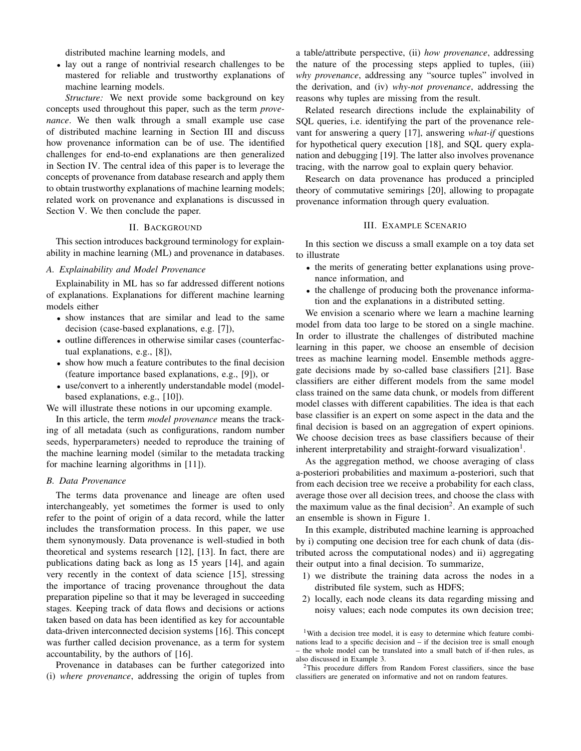distributed machine learning models, and

- lay out a range of nontrivial research challenges to be mastered for reliable and trustworthy explanations of machine learning models.

*Structure:* We next provide some background on key concepts used throughout this paper, such as the term *provenance*. We then walk through a small example use case of distributed machine learning in Section III and discuss how provenance information can be of use. The identified challenges for end-to-end explanations are then generalized in Section IV. The central idea of this paper is to leverage the concepts of provenance from database research and apply them to obtain trustworthy explanations of machine learning models; related work on provenance and explanations is discussed in Section V. We then conclude the paper.

## II. Background

This section introduces background terminology for explainability in machine learning (ML) and provenance in databases.

### A. Explainability and Model Provenance

Explainability in ML has so far addressed different notions of explanations. Explanations for different machine learning models either

- show instances that are similar and lead to the same decision (case-based explanations, e.g. [7]),
- outline differences in otherwise similar cases (counterfactual explanations, e.g., [8]),
- show how much a feature contributes to the final decision (feature importance based explanations, e.g., [9]), or
- use/convert to a inherently understandable model (model-based explanations, e.g., [10]).

We will illustrate these notions in our upcoming example.

In this article, the term *model provenance* means the tracking of all metadata (such as configurations, random number seeds, hyperparameters) needed to reproduce the training of the machine learning model (similar to the metadata tracking for machine learning algorithms in [11]).

### B. Data Provenance

The terms data provenance and lineage are often used interchangeably, yet sometimes the former is used to only refer to the point of origin of a data record, while the latter includes the transformation process. In this paper, we use them synonymously. Data provenance is well-studied in both theoretical and systems research [12], [13]. In fact, there are publications dating back as long as 15 years [14], and again very recently in the context of data science [15], stressing the importance of tracing provenance throughout the data preparation pipeline so that it may be leveraged in succeeding stages. Keeping track of data flows and decisions or actions taken based on data has been identified as key for accountable data-driven interconnected decision systems [16]. This concept was further called decision provenance, as a term for system accountability, by the authors of [16].

Provenance in databases can be further categorized into (i) *where provenance*, addressing the origin of tuples from a table/attribute perspective, (ii) *how provenance*, addressing the nature of the processing steps applied to tuples, (iii) *why provenance*, addressing any "source tuples" involved in the derivation, and (iv) *why-not provenance*, addressing the reasons why tuples are missing from the result.

Related research directions include the explainability of SQL queries, i.e. identifying the part of the provenance relevant for answering a query [17], answering *what-if* questions for hypothetical query execution [18], and SQL query explanation and debugging [19]. The latter also involves provenance tracing, with the narrow goal to explain query behavior.

Research on data provenance has produced a principled theory of commutative semirings [20], allowing to propagate provenance information through query evaluation.

## III. Example Scenario

In this section we discuss a small example on a toy data set to illustrate

- the merits of generating better explanations using provenance information, and
- the challenge of producing both the provenance information and the explanations in a distributed setting.

We envision a scenario where we learn a machine learning model from data too large to be stored on a single machine. In order to illustrate the challenges of distributed machine learning in this paper, we choose an ensemble of decision trees as machine learning model. Ensemble methods aggregate decisions made by so-called base classifiers [21]. Base classifiers are either different models from the same model class trained on the same data chunk, or models from different model classes with different capabilities. The idea is that each base classifier is an expert on some aspect in the data and the final decision is based on an aggregation of expert opinions. We choose decision trees as base classifiers because of their inherent interpretability and straight-forward visualization[1].

As the aggregation method, we choose averaging of class a-posteriori probabilities and maximum a-posteriori, such that from each decision tree we receive a probability for each class, average those over all decision trees, and choose the class with the maximum value as the final decision[2]. An example of such an ensemble is shown in Figure 1.

In this example, distributed machine learning is approached by i) computing one decision tree for each chunk of data (distributed across the computational nodes) and ii) aggregating their output into a final decision. To summarize,

1) we distribute the training data across the nodes in a distributed file system, such as HDFS;
2) locally, each node cleans its data regarding missing and noisy values; each node computes its own decision tree;

[1]With a decision tree model, it is easy to determine which feature combinations lead to a specific decision and – if the decision tree is small enough – the whole model can be translated into a small batch of if-then rules, as also discussed in Example 3.

[2]This procedure differs from Random Forest classifiers, since the base classifiers are generated on informative and not on random features.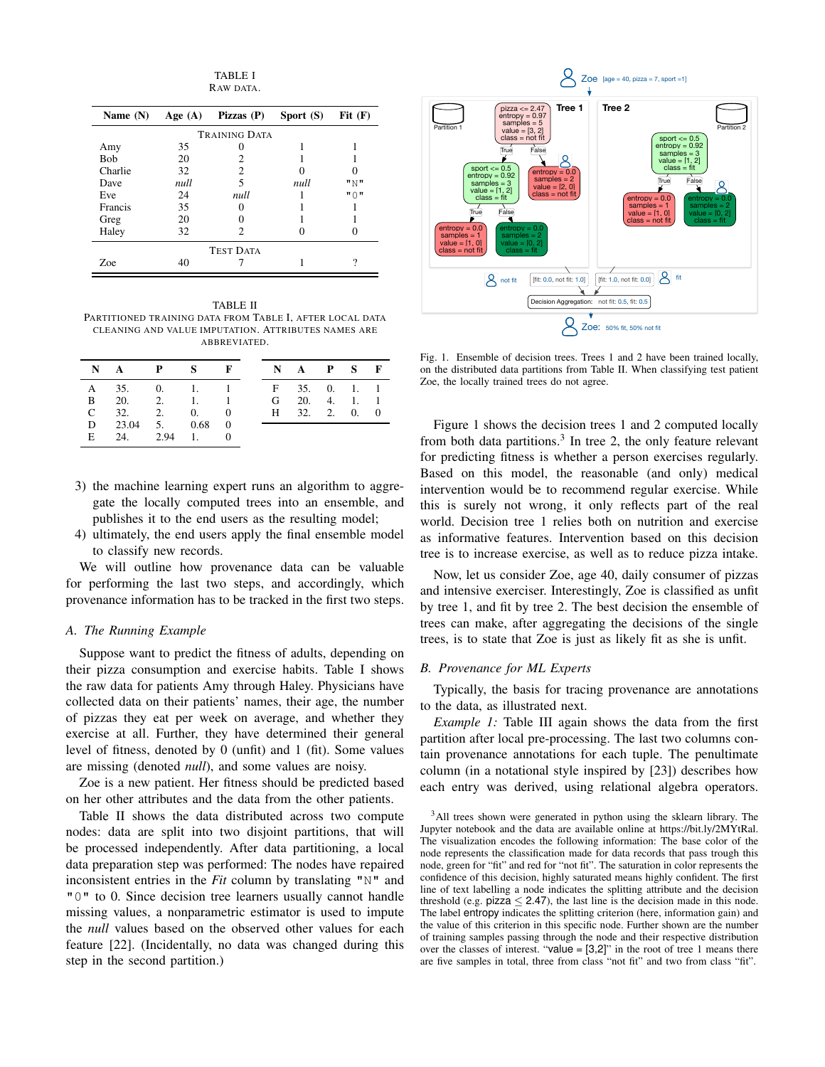TABLE I
RAW DATA.

| Name (N) | Age (A) | Pizzas (P) | Sport (S) | Fit (F) |
|---|---|---|---|---|
| TRAINING DATA | | | | |
| Amy | 35 | 0 | 1 | 1 |
| Bob | 20 | 2 | 1 | 1 |
| Charlie | 32 | 2 | 0 | 0 |
| Dave | *null* | 5 | *null* | "N" |
| Eve | 24 | *null* | 1 | "0" |
| Francis | 35 | 0 | 1 | 1 |
| Greg | 20 | 0 | 1 | 1 |
| Haley | 32 | 2 | 0 | 0 |
| TEST DATA | | | | |
| Zoe | 40 | 7 | 1 | ? |

TABLE II
PARTITIONED TRAINING DATA FROM TABLE I, AFTER LOCAL DATA CLEANING AND VALUE IMPUTATION. ATTRIBUTES NAMES ARE ABBREVIATED.

| N | A | P | S | F |
|---|---|---|---|---|
| A | 35. | 0. | 1. | 1 |
| B | 20. | 2. | 1. | 1 |
| C | 32. | 2. | 0. | 0 |
| D | 23.04 | 5. | 0.68 | 0 |
| E | 24. | 2.94 | 1. | 0 |

| N | A | P | S | F |
|---|---|---|---|---|
| F | 35. | 0. | 1. | 1 |
| G | 20. | 4. | 1. | 1 |
| H | 32. | 2. | 0. | 0 |

3) the machine learning expert runs an algorithm to aggregate the locally computed trees into an ensemble, and publishes it to the end users as the resulting model;
4) ultimately, the end users apply the final ensemble model to classify new records.

We will outline how provenance data can be valuable for performing the last two steps, and accordingly, which provenance information has to be tracked in the first two steps.

### A. The Running Example

Suppose want to predict the fitness of adults, depending on their pizza consumption and exercise habits. Table I shows the raw data for patients Amy through Haley. Physicians have collected data on their patients' names, their age, the number of pizzas they eat per week on average, and whether they exercise at all. Further, they have determined their general level of fitness, denoted by 0 (unfit) and 1 (fit). Some values are missing (denoted *null*), and some values are noisy.

Zoe is a new patient. Her fitness should be predicted based on her other attributes and the data from the other patients.

Table II shows the data distributed across two compute nodes: data are split into two disjoint partitions, that will be processed independently. After data partitioning, a local data preparation step was performed: The nodes have repaired inconsistent entries in the *Fit* column by translating "N" and "0" to 0. Since decision tree learners usually cannot handle missing values, a nonparametric estimator is used to impute the *null* values based on the observed other values for each feature [22]. (Incidentally, no data was changed during this step in the second partition.)

Fig. 1. Ensemble of decision trees. Trees 1 and 2 have been trained locally, on the distributed data partitions from Table II. When classifying test patient Zoe, the locally trained trees do not agree.

Figure 1 shows the decision trees 1 and 2 computed locally from both data partitions.[3] In tree 2, the only feature relevant for predicting fitness is whether a person exercises regularly. Based on this model, the reasonable (and only) medical intervention would be to recommend regular exercise. While this is surely not wrong, it only reflects part of the real world. Decision tree 1 relies both on nutrition and exercise as informative features. Intervention based on this decision tree is to increase exercise, as well as to reduce pizza intake.

Now, let us consider Zoe, age 40, daily consumer of pizzas and intensive exerciser. Interestingly, Zoe is classified as unfit by tree 1, and fit by tree 2. The best decision the ensemble of trees can make, after aggregating the decisions of the single trees, is to state that Zoe is just as likely fit as she is unfit.

### B. Provenance for ML Experts

Typically, the basis for tracing provenance are annotations to the data, as illustrated next.

*Example 1:* Table III again shows the data from the first partition after local pre-processing. The last two columns contain provenance annotations for each tuple. The penultimate column (in a notational style inspired by [23]) describes how each entry was derived, using relational algebra operators.

[3] All trees shown were generated in python using the sklearn library. The Jupyter notebook and the data are available online at https://bit.ly/2MYtRal. The visualization encodes the following information: The base color of the node represents the classification made for data records that pass trough this node, green for "fit" and red for "not fit". The saturation in color represents the confidence of this decision, highly saturated means highly confident. The first line of text labelling a node indicates the splitting attribute and the decision threshold (e.g. pizza $\leq$ 2.47), the last line is the decision made in this node. The label entropy indicates the splitting criterion (here, information gain) and the value of this criterion in this specific node. Further shown are the number of training samples passing through the node and their respective distribution over the classes of interest. "value = [3,2]" in the root of tree 1 means there are five samples in total, three from class "not fit" and two from class "fit".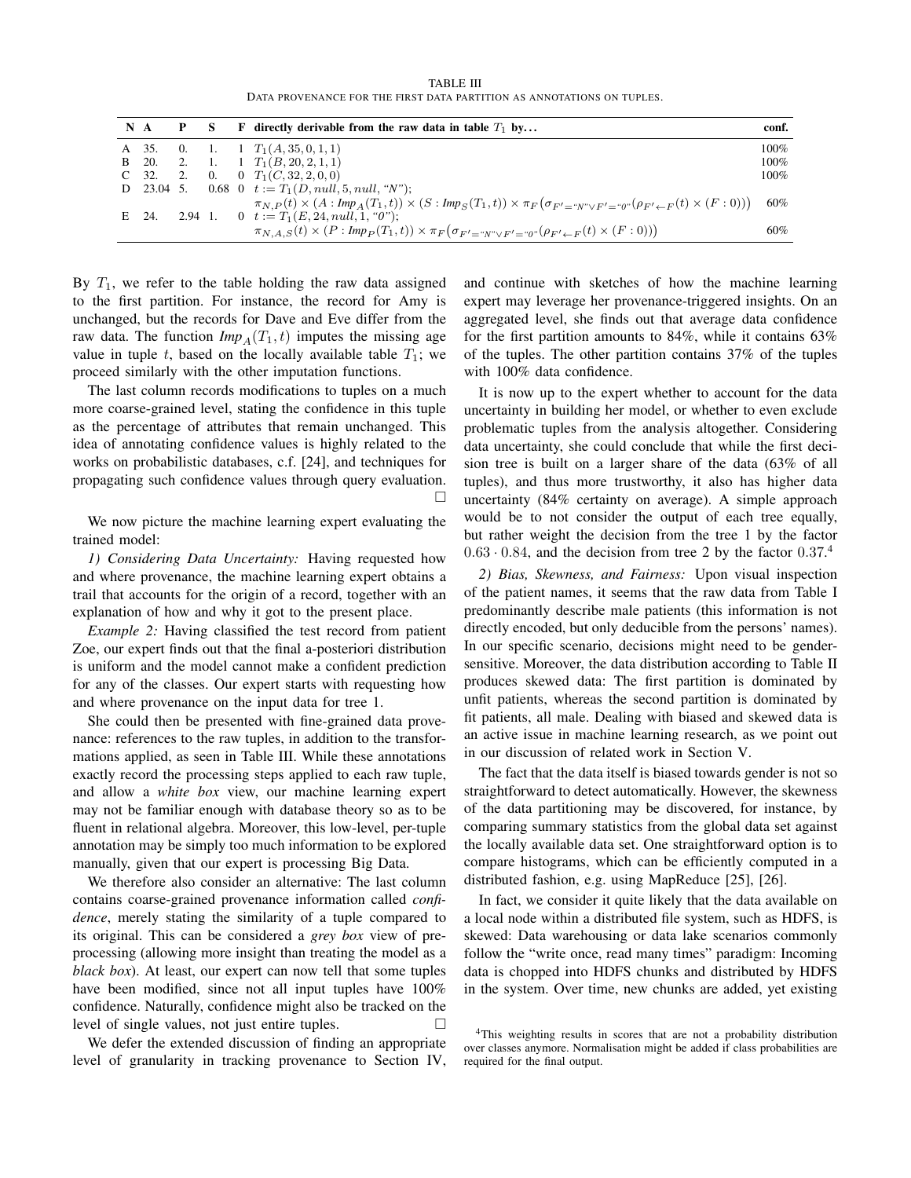TABLE III
DATA PROVENANCE FOR THE FIRST DATA PARTITION AS ANNOTATIONS ON TUPLES.

| N | A | P | S | F | directly derivable from the raw data in table $T_1$ by... | conf. |
|---|---|---|---|---|---|---|
| A | 35. | 0. | 1. | 1 | $T_1(A, 35, 0, 1, 1)$ | 100% |
| B | 20. | 2. | 1. | 1 | $T_1(B, 20, 2, 1, 1)$ | 100% |
| C | 32. | 2. | 0. | 0 | $T_1(C, 32, 2, 0, 0)$ | 100% |
| D | 23.04 | 5. | 0.68 | 0 | $t := T_1(D, null, 5, null, \text{“}N\text{”})$; $\pi_{N,P}(t) \times (A : Imp_A(T_1, t)) \times (S : Imp_S(T_1, t)) \times \pi_F\big(\sigma_{F'=\text{“}N\text{”} \vee F'=\text{“}0\text{”}}(\rho_{F' \leftarrow F}(t) \times (F : 0))\big)$ | 60% |
| E | 24. | 2.94 | 1. | 0 | $t := T_1(E, 24, null, 1, \text{“}0\text{”})$; $\pi_{N,A,S}(t) \times (P : Imp_P(T_1, t)) \times \pi_F\big(\sigma_{F'=\text{“}N\text{”} \vee F'=\text{“}0\text{”}}(\rho_{F' \leftarrow F}(t) \times (F : 0))\big)$ | 60% |

By $T_1$, we refer to the table holding the raw data assigned to the first partition. For instance, the record for Amy is unchanged, but the records for Dave and Eve differ from the raw data. The function $Imp_A(T_1, t)$ imputes the missing age value in tuple $t$, based on the locally available table $T_1$; we proceed similarly with the other imputation functions.

The last column records modifications to tuples on a much more coarse-grained level, stating the confidence in this tuple as the percentage of attributes that remain unchanged. This idea of annotating confidence values is highly related to the works on probabilistic databases, c.f. [24], and techniques for propagating such confidence values through query evaluation. □

We now picture the machine learning expert evaluating the trained model:

*1) Considering Data Uncertainty:* Having requested how and where provenance, the machine learning expert obtains a trail that accounts for the origin of a record, together with an explanation of how and why it got to the present place.

*Example 2:* Having classified the test record from patient Zoe, our expert finds out that the final a-posteriori distribution is uniform and the model cannot make a confident prediction for any of the classes. Our expert starts with requesting how and where provenance on the input data for tree 1.

She could then be presented with fine-grained data provenance: references to the raw tuples, in addition to the transformations applied, as seen in Table III. While these annotations exactly record the processing steps applied to each raw tuple, and allow a *white box* view, our machine learning expert may not be familiar enough with database theory so as to be fluent in relational algebra. Moreover, this low-level, per-tuple annotation may be simply too much information to be explored manually, given that our expert is processing Big Data.

We therefore also consider an alternative: The last column contains coarse-grained provenance information called *confidence*, merely stating the similarity of a tuple compared to its original. This can be considered a *grey box* view of preprocessing (allowing more insight than treating the model as a *black box*). At least, our expert can now tell that some tuples have been modified, since not all input tuples have 100% confidence. Naturally, confidence might also be tracked on the level of single values, not just entire tuples. □

We defer the extended discussion of finding an appropriate level of granularity in tracking provenance to Section IV, and continue with sketches of how the machine learning expert may leverage her provenance-triggered insights. On an aggregated level, she finds out that average data confidence for the first partition amounts to 84%, while it contains 63% of the tuples. The other partition contains 37% of the tuples with 100% data confidence.

It is now up to the expert whether to account for the data uncertainty in building her model, or whether to even exclude problematic tuples from the analysis altogether. Considering data uncertainty, she could conclude that while the first decision tree is built on a larger share of the data (63% of all tuples), and thus more trustworthy, it also has higher data uncertainty (84% certainty on average). A simple approach would be to not consider the output of each tree equally, but rather weight the decision from the tree 1 by the factor $0.63 \cdot 0.84$, and the decision from tree 2 by the factor $0.37$.[4]

*2) Bias, Skewness, and Fairness:* Upon visual inspection of the patient names, it seems that the raw data from Table I predominantly describe male patients (this information is not directly encoded, but only deducible from the persons' names). In our specific scenario, decisions might need to be gender-sensitive. Moreover, the data distribution according to Table II produces skewed data: The first partition is dominated by unfit patients, whereas the second partition is dominated by fit patients, all male. Dealing with biased and skewed data is an active issue in machine learning research, as we point out in our discussion of related work in Section V.

The fact that the data itself is biased towards gender is not so straightforward to detect automatically. However, the skewness of the data partitioning may be discovered, for instance, by comparing summary statistics from the global data set against the locally available data set. One straightforward option is to compare histograms, which can be efficiently computed in a distributed fashion, e.g. using MapReduce [25], [26].

In fact, we consider it quite likely that the data available on a local node within a distributed file system, such as HDFS, is skewed: Data warehousing or data lake scenarios commonly follow the "write once, read many times" paradigm: Incoming data is chopped into HDFS chunks and distributed by HDFS in the system. Over time, new chunks are added, yet existing

[4]This weighting results in scores that are not a probability distribution over classes anymore. Normalisation might be added if class probabilities are required for the final output.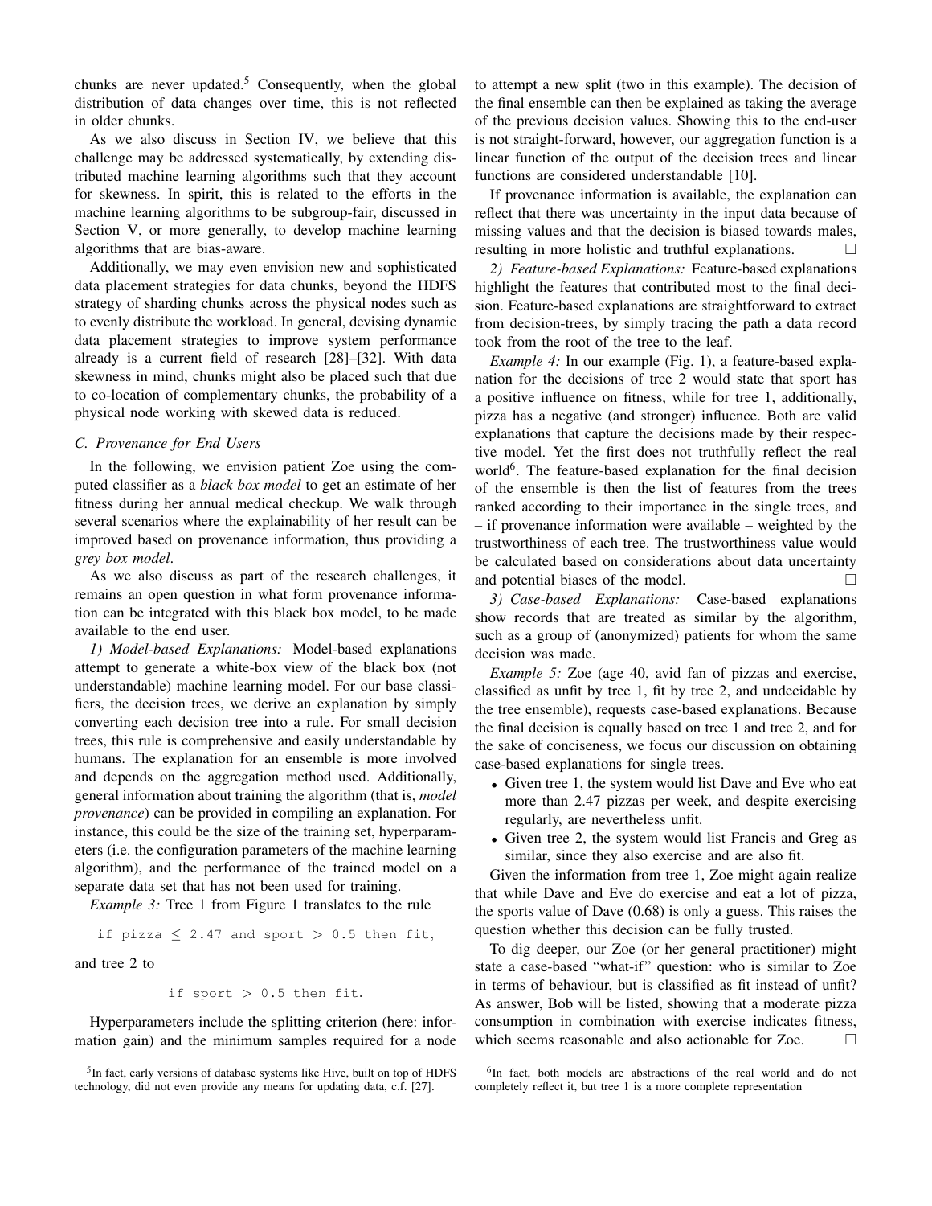chunks are never updated.[5] Consequently, when the global distribution of data changes over time, this is not reflected in older chunks.

As we also discuss in Section IV, we believe that this challenge may be addressed systematically, by extending distributed machine learning algorithms such that they account for skewness. In spirit, this is related to the efforts in the machine learning algorithms to be subgroup-fair, discussed in Section V, or more generally, to develop machine learning algorithms that are bias-aware.

Additionally, we may even envision new and sophisticated data placement strategies for data chunks, beyond the HDFS strategy of sharding chunks across the physical nodes such as to evenly distribute the workload. In general, devising dynamic data placement strategies to improve system performance already is a current field of research [28]–[32]. With data skewness in mind, chunks might also be placed such that due to co-location of complementary chunks, the probability of a physical node working with skewed data is reduced.

### C. Provenance for End Users

In the following, we envision patient Zoe using the computed classifier as a *black box model* to get an estimate of her fitness during her annual medical checkup. We walk through several scenarios where the explainability of her result can be improved based on provenance information, thus providing a *grey box model*.

As we also discuss as part of the research challenges, it remains an open question in what form provenance information can be integrated with this black box model, to be made available to the end user.

*1) Model-based Explanations:* Model-based explanations attempt to generate a white-box view of the black box (not understandable) machine learning model. For our base classifiers, the decision trees, we derive an explanation by simply converting each decision tree into a rule. For small decision trees, this rule is comprehensive and easily understandable by humans. The explanation for an ensemble is more involved and depends on the aggregation method used. Additionally, general information about training the algorithm (that is, *model provenance*) can be provided in compiling an explanation. For instance, this could be the size of the training set, hyperparameters (i.e. the configuration parameters of the machine learning algorithm), and the performance of the trained model on a separate data set that has not been used for training.

*Example 3:* Tree 1 from Figure 1 translates to the rule

```
if pizza ≤ 2.47 and sport > 0.5 then fit,
```

and tree 2 to

```
if sport > 0.5 then fit.
```

Hyperparameters include the splitting criterion (here: information gain) and the minimum samples required for a node to attempt a new split (two in this example). The decision of the final ensemble can then be explained as taking the average of the previous decision values. Showing this to the end-user is not straight-forward, however, our aggregation function is a linear function of the output of the decision trees and linear functions are considered understandable [10].

If provenance information is available, the explanation can reflect that there was uncertainty in the input data because of missing values and that the decision is biased towards males, resulting in more holistic and truthful explanations. □

*2) Feature-based Explanations:* Feature-based explanations highlight the features that contributed most to the final decision. Feature-based explanations are straightforward to extract from decision-trees, by simply tracing the path a data record took from the root of the tree to the leaf.

*Example 4:* In our example (Fig. 1), a feature-based explanation for the decisions of tree 2 would state that sport has a positive influence on fitness, while for tree 1, additionally, pizza has a negative (and stronger) influence. Both are valid explanations that capture the decisions made by their respective model. Yet the first does not truthfully reflect the real world[6]. The feature-based explanation for the final decision of the ensemble is then the list of features from the trees ranked according to their importance in the single trees, and – if provenance information were available – weighted by the trustworthiness of each tree. The trustworthiness value would be calculated based on considerations about data uncertainty and potential biases of the model. □

*3) Case-based Explanations:* Case-based explanations show records that are treated as similar by the algorithm, such as a group of (anonymized) patients for whom the same decision was made.

*Example 5:* Zoe (age 40, avid fan of pizzas and exercise, classified as unfit by tree 1, fit by tree 2, and undecidable by the tree ensemble), requests case-based explanations. Because the final decision is equally based on tree 1 and tree 2, and for the sake of conciseness, we focus our discussion on obtaining case-based explanations for single trees.

- Given tree 1, the system would list Dave and Eve who eat more than 2.47 pizzas per week, and despite exercising regularly, are nevertheless unfit.
- Given tree 2, the system would list Francis and Greg as similar, since they also exercise and are also fit.

Given the information from tree 1, Zoe might again realize that while Dave and Eve do exercise and eat a lot of pizza, the sports value of Dave (0.68) is only a guess. This raises the question whether this decision can be fully trusted.

To dig deeper, our Zoe (or her general practitioner) might state a case-based "what-if" question: who is similar to Zoe in terms of behaviour, but is classified as fit instead of unfit? As answer, Bob will be listed, showing that a moderate pizza consumption in combination with exercise indicates fitness, which seems reasonable and also actionable for Zoe. □

[5] In fact, early versions of database systems like Hive, built on top of HDFS technology, did not even provide any means for updating data, c.f. [27].

[6] In fact, both models are abstractions of the real world and do not completely reflect it, but tree 1 is a more complete representation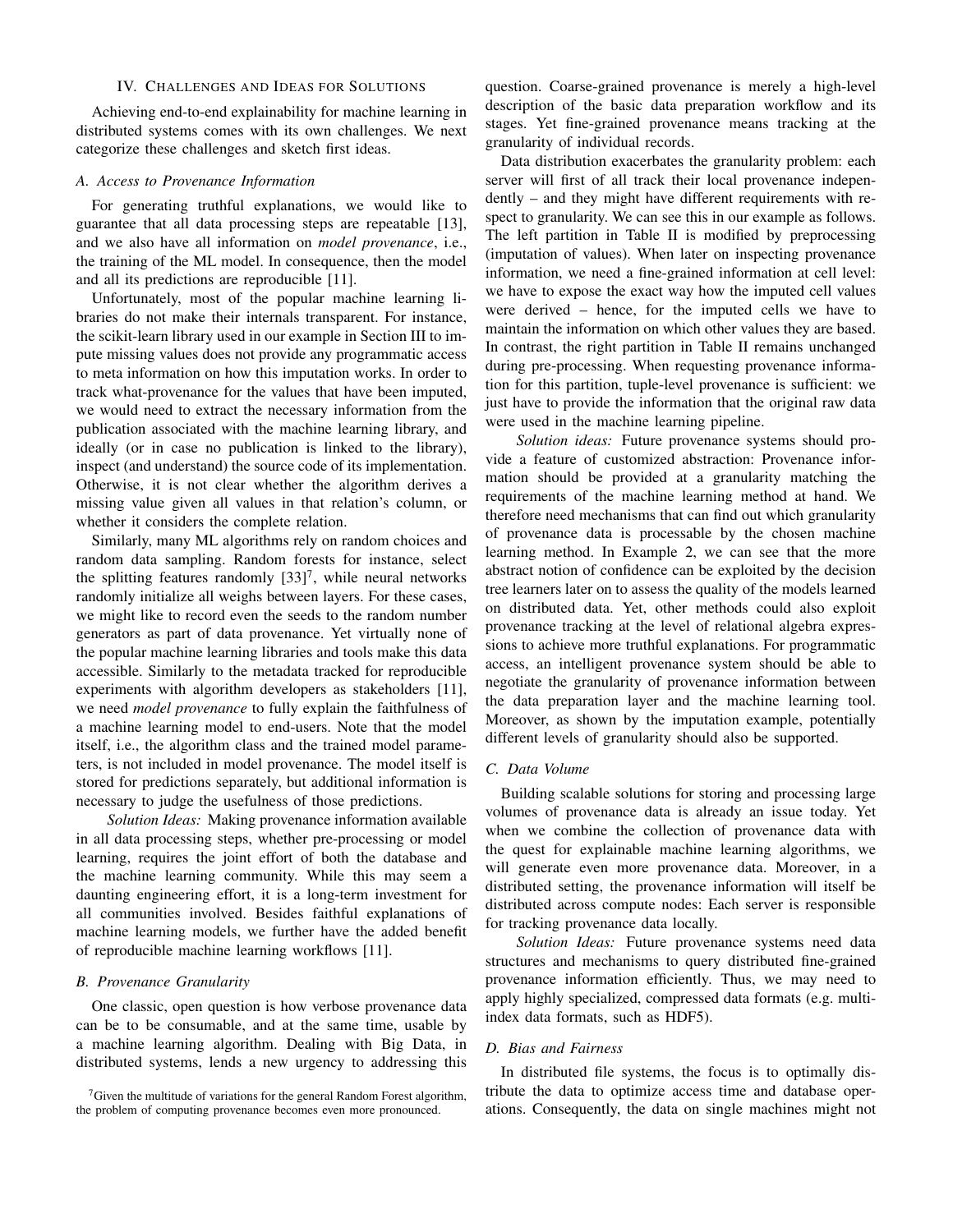## IV. Challenges and Ideas for Solutions

Achieving end-to-end explainability for machine learning in distributed systems comes with its own challenges. We next categorize these challenges and sketch first ideas.

### A. Access to Provenance Information

For generating truthful explanations, we would like to guarantee that all data processing steps are repeatable [13], and we also have all information on *model provenance*, i.e., the training of the ML model. In consequence, then the model and all its predictions are reproducible [11].

Unfortunately, most of the popular machine learning libraries do not make their internals transparent. For instance, the scikit-learn library used in our example in Section III to impute missing values does not provide any programmatic access to meta information on how this imputation works. In order to track what-provenance for the values that have been imputed, we would need to extract the necessary information from the publication associated with the machine learning library, and ideally (or in case no publication is linked to the library), inspect (and understand) the source code of its implementation. Otherwise, it is not clear whether the algorithm derives a missing value given all values in that relation's column, or whether it considers the complete relation.

Similarly, many ML algorithms rely on random choices and random data sampling. Random forests for instance, select the splitting features randomly [33][7], while neural networks randomly initialize all weighs between layers. For these cases, we might like to record even the seeds to the random number generators as part of data provenance. Yet virtually none of the popular machine learning libraries and tools make this data accessible. Similarly to the metadata tracked for reproducible experiments with algorithm developers as stakeholders [11], we need *model provenance* to fully explain the faithfulness of a machine learning model to end-users. Note that the model itself, i.e., the algorithm class and the trained model parameters, is not included in model provenance. The model itself is stored for predictions separately, but additional information is necessary to judge the usefulness of those predictions.

*Solution Ideas:* Making provenance information available in all data processing steps, whether pre-processing or model learning, requires the joint effort of both the database and the machine learning community. While this may seem a daunting engineering effort, it is a long-term investment for all communities involved. Besides faithful explanations of machine learning models, we further have the added benefit of reproducible machine learning workflows [11].

### B. Provenance Granularity

One classic, open question is how verbose provenance data can be to be consumable, and at the same time, usable by a machine learning algorithm. Dealing with Big Data, in distributed systems, lends a new urgency to addressing this question. Coarse-grained provenance is merely a high-level description of the basic data preparation workflow and its stages. Yet fine-grained provenance means tracking at the granularity of individual records.

Data distribution exacerbates the granularity problem: each server will first of all track their local provenance independently – and they might have different requirements with respect to granularity. We can see this in our example as follows. The left partition in Table II is modified by preprocessing (imputation of values). When later on inspecting provenance information, we need a fine-grained information at cell level: we have to expose the exact way how the imputed cell values were derived – hence, for the imputed cells we have to maintain the information on which other values they are based. In contrast, the right partition in Table II remains unchanged during pre-processing. When requesting provenance information for this partition, tuple-level provenance is sufficient: we just have to provide the information that the original raw data were used in the machine learning pipeline.

*Solution ideas:* Future provenance systems should provide a feature of customized abstraction: Provenance information should be provided at a granularity matching the requirements of the machine learning method at hand. We therefore need mechanisms that can find out which granularity of provenance data is processable by the chosen machine learning method. In Example 2, we can see that the more abstract notion of confidence can be exploited by the decision tree learners later on to assess the quality of the models learned on distributed data. Yet, other methods could also exploit provenance tracking at the level of relational algebra expressions to achieve more truthful explanations. For programmatic access, an intelligent provenance system should be able to negotiate the granularity of provenance information between the data preparation layer and the machine learning tool. Moreover, as shown by the imputation example, potentially different levels of granularity should also be supported.

### C. Data Volume

Building scalable solutions for storing and processing large volumes of provenance data is already an issue today. Yet when we combine the collection of provenance data with the quest for explainable machine learning algorithms, we will generate even more provenance data. Moreover, in a distributed setting, the provenance information will itself be distributed across compute nodes: Each server is responsible for tracking provenance data locally.

*Solution Ideas:* Future provenance systems need data structures and mechanisms to query distributed fine-grained provenance information efficiently. Thus, we may need to apply highly specialized, compressed data formats (e.g. multi-index data formats, such as HDF5).

### D. Bias and Fairness

In distributed file systems, the focus is to optimally distribute the data to optimize access time and database operations. Consequently, the data on single machines might not

[7] Given the multitude of variations for the general Random Forest algorithm, the problem of computing provenance becomes even more pronounced.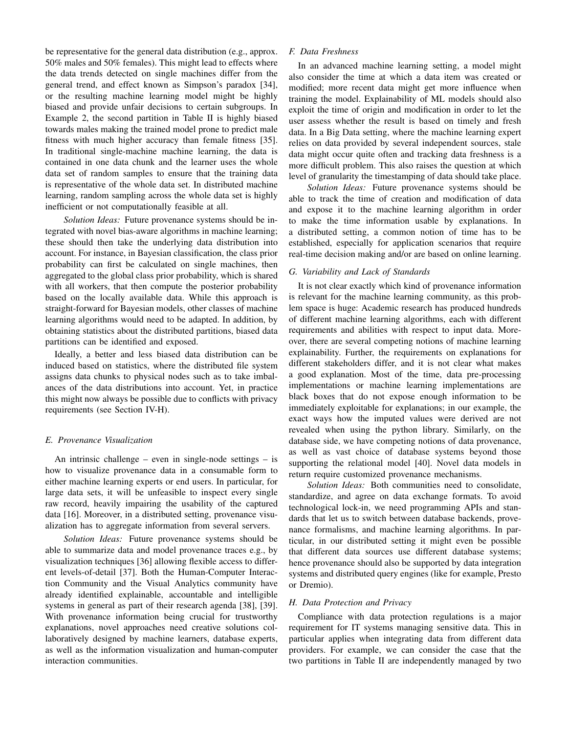be representative for the general data distribution (e.g., approx. 50% males and 50% females). This might lead to effects where the data trends detected on single machines differ from the general trend, and effect known as Simpson's paradox [34], or the resulting machine learning model might be highly biased and provide unfair decisions to certain subgroups. In Example 2, the second partition in Table II is highly biased towards males making the trained model prone to predict male fitness with much higher accuracy than female fitness [35]. In traditional single-machine machine learning, the data is contained in one data chunk and the learner uses the whole data set of random samples to ensure that the training data is representative of the whole data set. In distributed machine learning, random sampling across the whole data set is highly inefficient or not computationally feasible at all.

*Solution Ideas:* Future provenance systems should be integrated with novel bias-aware algorithms in machine learning; these should then take the underlying data distribution into account. For instance, in Bayesian classification, the class prior probability can first be calculated on single machines, then aggregated to the global class prior probability, which is shared with all workers, that then compute the posterior probability based on the locally available data. While this approach is straight-forward for Bayesian models, other classes of machine learning algorithms would need to be adapted. In addition, by obtaining statistics about the distributed partitions, biased data partitions can be identified and exposed.

Ideally, a better and less biased data distribution can be induced based on statistics, where the distributed file system assigns data chunks to physical nodes such as to take imbalances of the data distributions into account. Yet, in practice this might now always be possible due to conflicts with privacy requirements (see Section IV-H).

### E. Provenance Visualization

An intrinsic challenge – even in single-node settings – is how to visualize provenance data in a consumable form to either machine learning experts or end users. In particular, for large data sets, it will be unfeasible to inspect every single raw record, heavily impairing the usability of the captured data [16]. Moreover, in a distributed setting, provenance visualization has to aggregate information from several servers.

*Solution Ideas:* Future provenance systems should be able to summarize data and model provenance traces e.g., by visualization techniques [36] allowing flexible access to different levels-of-detail [37]. Both the Human-Computer Interaction Community and the Visual Analytics community have already identified explainable, accountable and intelligible systems in general as part of their research agenda [38], [39]. With provenance information being crucial for trustworthy explanations, novel approaches need creative solutions collaboratively designed by machine learners, database experts, as well as the information visualization and human-computer interaction communities.

### F. Data Freshness

In an advanced machine learning setting, a model might also consider the time at which a data item was created or modified; more recent data might get more influence when training the model. Explainability of ML models should also exploit the time of origin and modification in order to let the user assess whether the result is based on timely and fresh data. In a Big Data setting, where the machine learning expert relies on data provided by several independent sources, stale data might occur quite often and tracking data freshness is a more difficult problem. This also raises the question at which level of granularity the timestamping of data should take place.

*Solution Ideas:* Future provenance systems should be able to track the time of creation and modification of data and expose it to the machine learning algorithm in order to make the time information usable by explanations. In a distributed setting, a common notion of time has to be established, especially for application scenarios that require real-time decision making and/or are based on online learning.

### G. Variability and Lack of Standards

It is not clear exactly which kind of provenance information is relevant for the machine learning community, as this problem space is huge: Academic research has produced hundreds of different machine learning algorithms, each with different requirements and abilities with respect to input data. Moreover, there are several competing notions of machine learning explainability. Further, the requirements on explanations for different stakeholders differ, and it is not clear what makes a good explanation. Most of the time, data pre-processing implementations or machine learning implementations are black boxes that do not expose enough information to be immediately exploitable for explanations; in our example, the exact ways how the imputed values were derived are not revealed when using the python library. Similarly, on the database side, we have competing notions of data provenance, as well as vast choice of database systems beyond those supporting the relational model [40]. Novel data models in return require customized provenance mechanisms.

*Solution Ideas:* Both communities need to consolidate, standardize, and agree on data exchange formats. To avoid technological lock-in, we need programming APIs and standards that let us to switch between database backends, provenance formalisms, and machine learning algorithms. In particular, in our distributed setting it might even be possible that different data sources use different database systems; hence provenance should also be supported by data integration systems and distributed query engines (like for example, Presto or Dremio).

### H. Data Protection and Privacy

Compliance with data protection regulations is a major requirement for IT systems managing sensitive data. This in particular applies when integrating data from different data providers. For example, we can consider the case that the two partitions in Table II are independently managed by two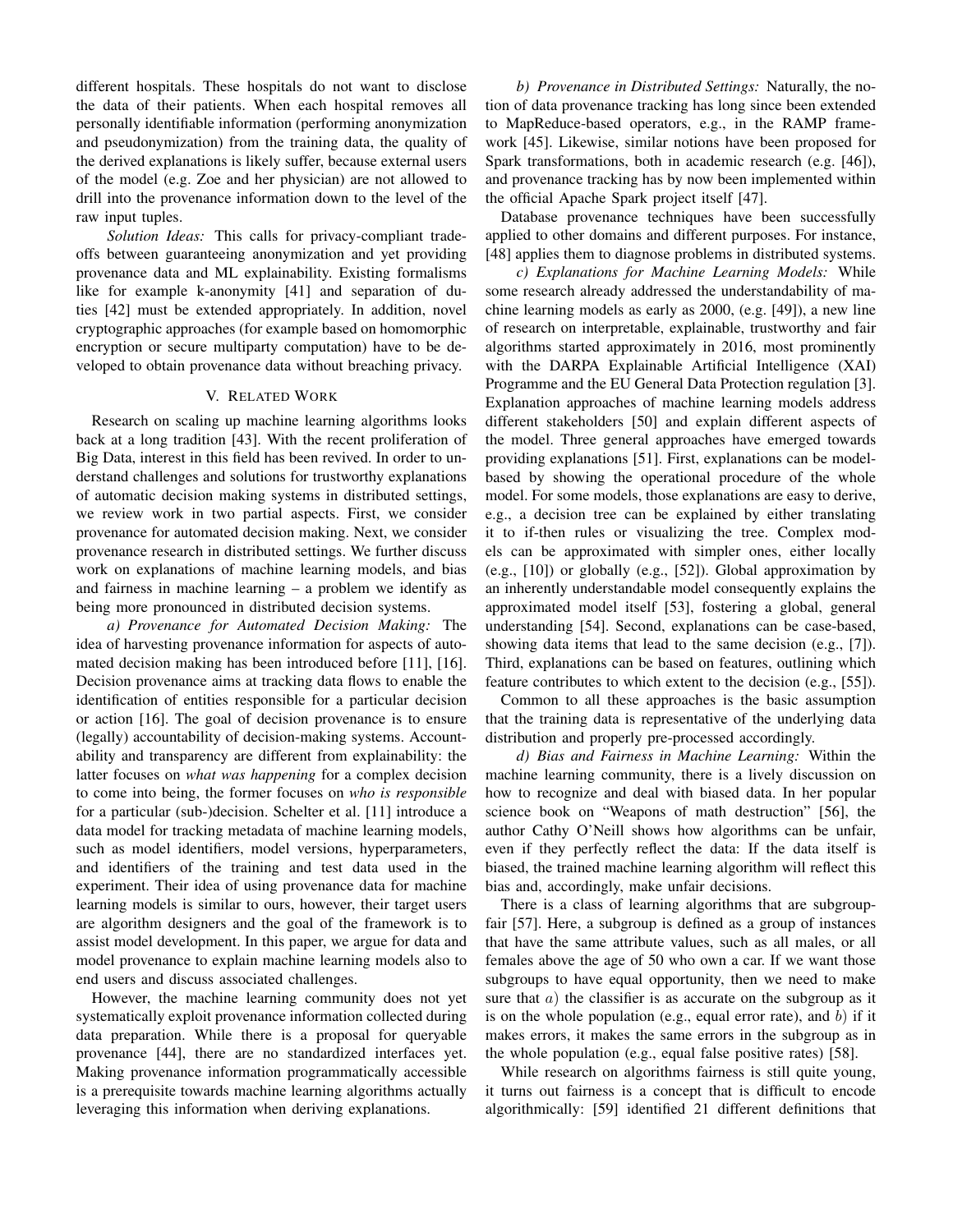different hospitals. These hospitals do not want to disclose the data of their patients. When each hospital removes all personally identifiable information (performing anonymization and pseudonymization) from the training data, the quality of the derived explanations is likely suffer, because external users of the model (e.g. Zoe and her physician) are not allowed to drill into the provenance information down to the level of the raw input tuples.

*Solution Ideas:* This calls for privacy-compliant tradeoffs between guaranteeing anonymization and yet providing provenance data and ML explainability. Existing formalisms like for example k-anonymity [41] and separation of duties [42] must be extended appropriately. In addition, novel cryptographic approaches (for example based on homomorphic encryption or secure multiparty computation) have to be developed to obtain provenance data without breaching privacy.

## V. Related Work

Research on scaling up machine learning algorithms looks back at a long tradition [43]. With the recent proliferation of Big Data, interest in this field has been revived. In order to understand challenges and solutions for trustworthy explanations of automatic decision making systems in distributed settings, we review work in two partial aspects. First, we consider provenance for automated decision making. Next, we consider provenance research in distributed settings. We further discuss work on explanations of machine learning models, and bias and fairness in machine learning – a problem we identify as being more pronounced in distributed decision systems.

*a) Provenance for Automated Decision Making:* The idea of harvesting provenance information for aspects of automated decision making has been introduced before [11], [16]. Decision provenance aims at tracking data flows to enable the identification of entities responsible for a particular decision or action [16]. The goal of decision provenance is to ensure (legally) accountability of decision-making systems. Accountability and transparency are different from explainability: the latter focuses on *what was happening* for a complex decision to come into being, the former focuses on *who is responsible* for a particular (sub-)decision. Schelter et al. [11] introduce a data model for tracking metadata of machine learning models, such as model identifiers, model versions, hyperparameters, and identifiers of the training and test data used in the experiment. Their idea of using provenance data for machine learning models is similar to ours, however, their target users are algorithm designers and the goal of the framework is to assist model development. In this paper, we argue for data and model provenance to explain machine learning models also to end users and discuss associated challenges.

However, the machine learning community does not yet systematically exploit provenance information collected during data preparation. While there is a proposal for queryable provenance [44], there are no standardized interfaces yet. Making provenance information programmatically accessible is a prerequisite towards machine learning algorithms actually leveraging this information when deriving explanations.

*b) Provenance in Distributed Settings:* Naturally, the notion of data provenance tracking has long since been extended to MapReduce-based operators, e.g., in the RAMP framework [45]. Likewise, similar notions have been proposed for Spark transformations, both in academic research (e.g. [46]), and provenance tracking has by now been implemented within the official Apache Spark project itself [47].

Database provenance techniques have been successfully applied to other domains and different purposes. For instance, [48] applies them to diagnose problems in distributed systems.

*c) Explanations for Machine Learning Models:* While some research already addressed the understandability of machine learning models as early as 2000, (e.g. [49]), a new line of research on interpretable, explainable, trustworthy and fair algorithms started approximately in 2016, most prominently with the DARPA Explainable Artificial Intelligence (XAI) Programme and the EU General Data Protection regulation [3]. Explanation approaches of machine learning models address different stakeholders [50] and explain different aspects of the model. Three general approaches have emerged towards providing explanations [51]. First, explanations can be model-based by showing the operational procedure of the whole model. For some models, those explanations are easy to derive, e.g., a decision tree can be explained by either translating it to if-then rules or visualizing the tree. Complex models can be approximated with simpler ones, either locally (e.g., [10]) or globally (e.g., [52]). Global approximation by an inherently understandable model consequently explains the approximated model itself [53], fostering a global, general understanding [54]. Second, explanations can be case-based, showing data items that lead to the same decision (e.g., [7]). Third, explanations can be based on features, outlining which feature contributes to which extent to the decision (e.g., [55]).

Common to all these approaches is the basic assumption that the training data is representative of the underlying data distribution and properly pre-processed accordingly.

*d) Bias and Fairness in Machine Learning:* Within the machine learning community, there is a lively discussion on how to recognize and deal with biased data. In her popular science book on "Weapons of math destruction" [56], the author Cathy O'Neill shows how algorithms can be unfair, even if they perfectly reflect the data: If the data itself is biased, the trained machine learning algorithm will reflect this bias and, accordingly, make unfair decisions.

There is a class of learning algorithms that are subgroup-fair [57]. Here, a subgroup is defined as a group of instances that have the same attribute values, such as all males, or all females above the age of 50 who own a car. If we want those subgroups to have equal opportunity, then we need to make sure that $a)$ the classifier is as accurate on the subgroup as it is on the whole population (e.g., equal error rate), and $b)$ if it makes errors, it makes the same errors in the subgroup as in the whole population (e.g., equal false positive rates) [58].

While research on algorithms fairness is still quite young, it turns out fairness is a concept that is difficult to encode algorithmically: [59] identified 21 different definitions that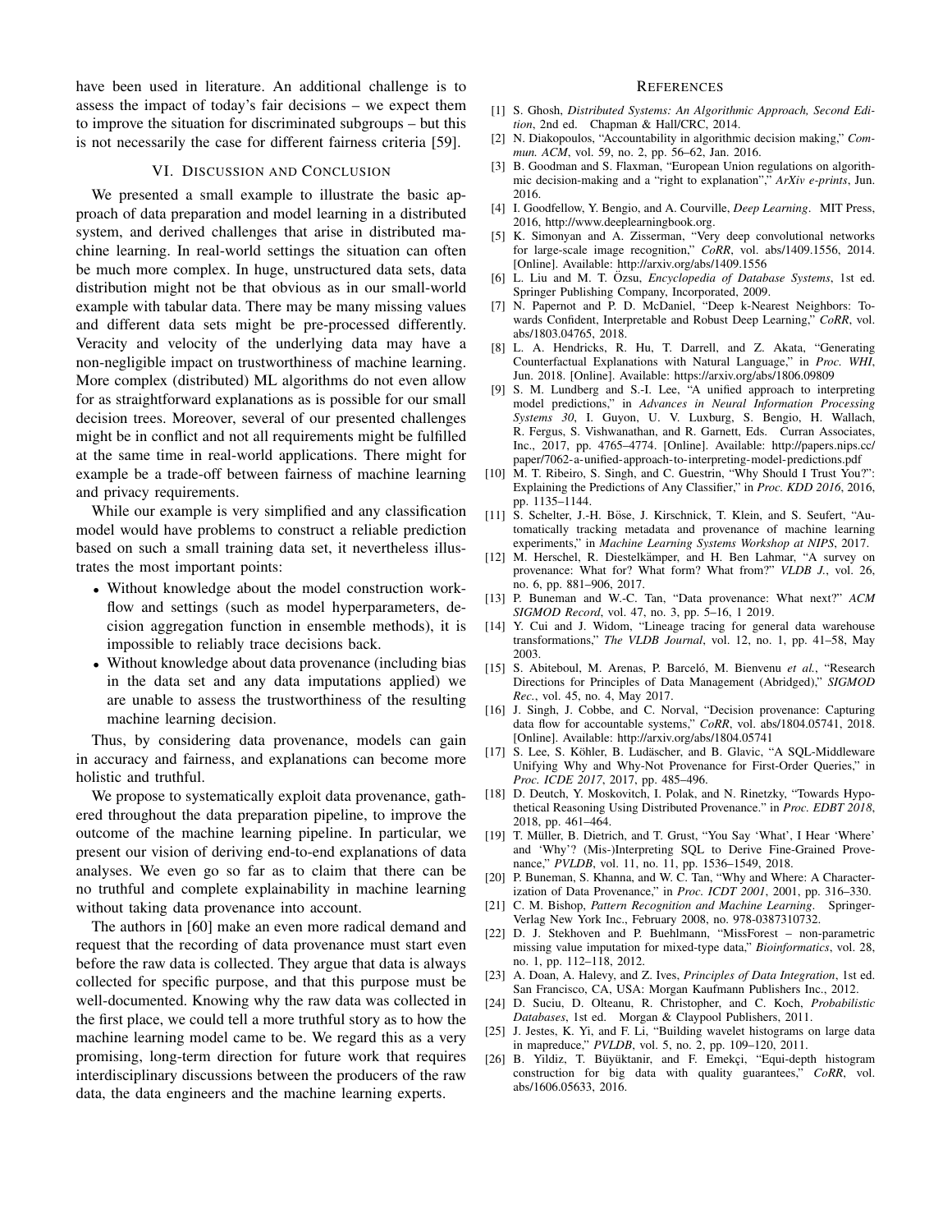have been used in literature. An additional challenge is to assess the impact of today's fair decisions – we expect them to improve the situation for discriminated subgroups – but this is not necessarily the case for different fairness criteria [59].

## VI. Discussion and Conclusion

We presented a small example to illustrate the basic approach of data preparation and model learning in a distributed system, and derived challenges that arise in distributed machine learning. In real-world settings the situation can often be much more complex. In huge, unstructured data sets, data distribution might not be that obvious as in our small-world example with tabular data. There may be many missing values and different data sets might be pre-processed differently. Veracity and velocity of the underlying data may have a non-negligible impact on trustworthiness of machine learning. More complex (distributed) ML algorithms do not even allow for as straightforward explanations as is possible for our small decision trees. Moreover, several of our presented challenges might be in conflict and not all requirements might be fulfilled at the same time in real-world applications. There might for example be a trade-off between fairness of machine learning and privacy requirements.

While our example is very simplified and any classification model would have problems to construct a reliable prediction based on such a small training data set, it nevertheless illustrates the most important points:

- Without knowledge about the model construction workflow and settings (such as model hyperparameters, decision aggregation function in ensemble methods), it is impossible to reliably trace decisions back.
- Without knowledge about data provenance (including bias in the data set and any data imputations applied) we are unable to assess the trustworthiness of the resulting machine learning decision.

Thus, by considering data provenance, models can gain in accuracy and fairness, and explanations can become more holistic and truthful.

We propose to systematically exploit data provenance, gathered throughout the data preparation pipeline, to improve the outcome of the machine learning pipeline. In particular, we present our vision of deriving end-to-end explanations of data analyses. We even go so far as to claim that there can be no truthful and complete explainability in machine learning without taking data provenance into account.

The authors in [60] make an even more radical demand and request that the recording of data provenance must start even before the raw data is collected. They argue that data is always collected for specific purpose, and that this purpose must be well-documented. Knowing why the raw data was collected in the first place, we could tell a more truthful story as to how the machine learning model came to be. We regard this as a very promising, long-term direction for future work that requires interdisciplinary discussions between the producers of the raw data, the data engineers and the machine learning experts.

## References

[1] S. Ghosh, *Distributed Systems: An Algorithmic Approach, Second Edition*, 2nd ed. Chapman & Hall/CRC, 2014.

[2] N. Diakopoulos, "Accountability in algorithmic decision making," *Commun. ACM*, vol. 59, no. 2, pp. 56–62, Jan. 2016.

[3] B. Goodman and S. Flaxman, "European Union regulations on algorithmic decision-making and a "right to explanation"," *ArXiv e-prints*, Jun. 2016.

[4] I. Goodfellow, Y. Bengio, and A. Courville, *Deep Learning*. MIT Press, 2016, http://www.deeplearningbook.org.

[5] K. Simonyan and A. Zisserman, "Very deep convolutional networks for large-scale image recognition," *CoRR*, vol. abs/1409.1556, 2014. [Online]. Available: http://arxiv.org/abs/1409.1556

[6] L. Liu and M. T. Özsu, *Encyclopedia of Database Systems*, 1st ed. Springer Publishing Company, Incorporated, 2009.

[7] N. Papernot and P. D. McDaniel, "Deep k-Nearest Neighbors: Towards Confident, Interpretable and Robust Deep Learning," *CoRR*, vol. abs/1803.04765, 2018.

[8] L. A. Hendricks, R. Hu, T. Darrell, and Z. Akata, "Generating Counterfactual Explanations with Natural Language," in *Proc. WHI*, Jun. 2018. [Online]. Available: https://arxiv.org/abs/1806.09809

[9] S. M. Lundberg and S.-I. Lee, "A unified approach to interpreting model predictions," in *Advances in Neural Information Processing Systems 30*, I. Guyon, U. V. Luxburg, S. Bengio, H. Wallach, R. Fergus, S. Vishwanathan, and R. Garnett, Eds. Curran Associates, Inc., 2017, pp. 4765–4774. [Online]. Available: http://papers.nips.cc/paper/7062-a-unified-approach-to-interpreting-model-predictions.pdf

[10] M. T. Ribeiro, S. Singh, and C. Guestrin, "Why Should I Trust You?": Explaining the Predictions of Any Classifier," in *Proc. KDD 2016*, 2016, pp. 1135–1144.

[11] S. Schelter, J.-H. Böse, J. Kirschnick, T. Klein, and S. Seufert, "Automatically tracking metadata and provenance of machine learning experiments," in *Machine Learning Systems Workshop at NIPS*, 2017.

[12] M. Herschel, R. Diestelkämper, and H. Ben Lahmar, "A survey on provenance: What for? What form? What from?" *VLDB J.*, vol. 26, no. 6, pp. 881–906, 2017.

[13] P. Buneman and W.-C. Tan, "Data provenance: What next?" *ACM SIGMOD Record*, vol. 47, no. 3, pp. 5–16, 1 2019.

[14] Y. Cui and J. Widom, "Lineage tracing for general data warehouse transformations," *The VLDB Journal*, vol. 12, no. 1, pp. 41–58, May 2003.

[15] S. Abiteboul, M. Arenas, P. Barceló, M. Bienvenu *et al.*, "Research Directions for Principles of Data Management (Abridged)," *SIGMOD Rec.*, vol. 45, no. 4, May 2017.

[16] J. Singh, J. Cobbe, and C. Norval, "Decision provenance: Capturing data flow for accountable systems," *CoRR*, vol. abs/1804.05741, 2018. [Online]. Available: http://arxiv.org/abs/1804.05741

[17] S. Lee, S. Köhler, B. Ludäscher, and B. Glavic, "A SQL-Middleware Unifying Why and Why-Not Provenance for First-Order Queries," in *Proc. ICDE 2017*, 2017, pp. 485–496.

[18] D. Deutch, Y. Moskovitch, I. Polak, and N. Rinetzky, "Towards Hypothetical Reasoning Using Distributed Provenance." in *Proc. EDBT 2018*, 2018, pp. 461–464.

[19] T. Müller, B. Dietrich, and T. Grust, "You Say 'What', I Hear 'Where' and 'Why'? (Mis-)Interpreting SQL to Derive Fine-Grained Provenance," *PVLDB*, vol. 11, no. 11, pp. 1536–1549, 2018.

[20] P. Buneman, S. Khanna, and W. C. Tan, "Why and Where: A Characterization of Data Provenance," in *Proc. ICDT 2001*, 2001, pp. 316–330.

[21] C. M. Bishop, *Pattern Recognition and Machine Learning*. Springer-Verlag New York Inc., February 2008, no. 978-0387310732.

[22] D. J. Stekhoven and P. Buehlmann, "MissForest – non-parametric missing value imputation for mixed-type data," *Bioinformatics*, vol. 28, no. 1, pp. 112–118, 2012.

[23] A. Doan, A. Halevy, and Z. Ives, *Principles of Data Integration*, 1st ed. San Francisco, CA, USA: Morgan Kaufmann Publishers Inc., 2012.

[24] D. Suciu, D. Olteanu, R. Christopher, and C. Koch, *Probabilistic Databases*, 1st ed. Morgan & Claypool Publishers, 2011.

[25] J. Jestes, K. Yi, and F. Li, "Building wavelet histograms on large data in mapreduce," *PVLDB*, vol. 5, no. 2, pp. 109–120, 2011.

[26] B. Yildiz, T. Büyüktanir, and F. Emekçi, "Equi-depth histogram construction for big data with quality guarantees," *CoRR*, vol. abs/1606.05633, 2016.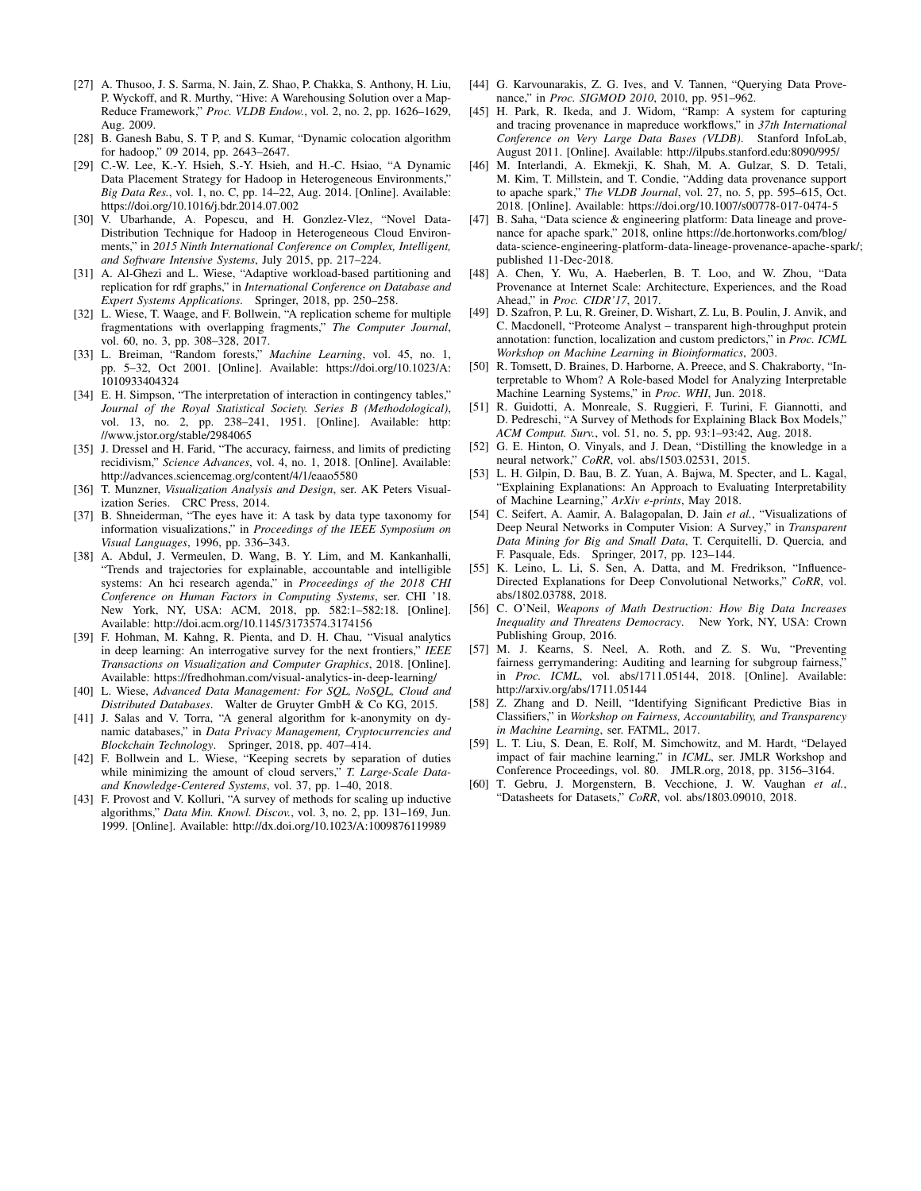[27] A. Thusoo, J. S. Sarma, N. Jain, Z. Shao, P. Chakka, S. Anthony, H. Liu, P. Wyckoff, and R. Murthy, "Hive: A Warehousing Solution over a Map-Reduce Framework," *Proc. VLDB Endow.*, vol. 2, no. 2, pp. 1626–1629, Aug. 2009.

[28] B. Ganesh Babu, S. T P, and S. Kumar, "Dynamic colocation algorithm for hadoop," 09 2014, pp. 2643–2647.

[29] C.-W. Lee, K.-Y. Hsieh, S.-Y. Hsieh, and H.-C. Hsiao, "A Dynamic Data Placement Strategy for Hadoop in Heterogeneous Environments," *Big Data Res.*, vol. 1, no. C, pp. 14–22, Aug. 2014. [Online]. Available: https://doi.org/10.1016/j.bdr.2014.07.002

[30] V. Ubarhande, A. Popescu, and H. Gonzlez-Vlez, "Novel Data-Distribution Technique for Hadoop in Heterogeneous Cloud Environments," in *2015 Ninth International Conference on Complex, Intelligent, and Software Intensive Systems*, July 2015, pp. 217–224.

[31] A. Al-Ghezi and L. Wiese, "Adaptive workload-based partitioning and replication for rdf graphs," in *International Conference on Database and Expert Systems Applications*. Springer, 2018, pp. 250–258.

[32] L. Wiese, T. Waage, and F. Bollwein, "A replication scheme for multiple fragmentations with overlapping fragments," *The Computer Journal*, vol. 60, no. 3, pp. 308–328, 2017.

[33] L. Breiman, "Random forests," *Machine Learning*, vol. 45, no. 1, pp. 5–32, Oct 2001. [Online]. Available: https://doi.org/10.1023/A:1010933404324

[34] E. H. Simpson, "The interpretation of interaction in contingency tables," *Journal of the Royal Statistical Society. Series B (Methodological)*, vol. 13, no. 2, pp. 238–241, 1951. [Online]. Available: http://www.jstor.org/stable/2984065

[35] J. Dressel and H. Farid, "The accuracy, fairness, and limits of predicting recidivism," *Science Advances*, vol. 4, no. 1, 2018. [Online]. Available: http://advances.sciencemag.org/content/4/1/eaao5580

[36] T. Munzner, *Visualization Analysis and Design*, ser. AK Peters Visualization Series. CRC Press, 2014.

[37] B. Shneiderman, "The eyes have it: A task by data type taxonomy for information visualizations," in *Proceedings of the IEEE Symposium on Visual Languages*, 1996, pp. 336–343.

[38] A. Abdul, J. Vermeulen, D. Wang, B. Y. Lim, and M. Kankanhalli, "Trends and trajectories for explainable, accountable and intelligible systems: An hci research agenda," in *Proceedings of the 2018 CHI Conference on Human Factors in Computing Systems*, ser. CHI '18. New York, NY, USA: ACM, 2018, pp. 582:1–582:18. [Online]. Available: http://doi.acm.org/10.1145/3173574.3174156

[39] F. Hohman, M. Kahng, R. Pienta, and D. H. Chau, "Visual analytics in deep learning: An interrogative survey for the next frontiers," *IEEE Transactions on Visualization and Computer Graphics*, 2018. [Online]. Available: https://fredhohman.com/visual-analytics-in-deep-learning/

[40] L. Wiese, *Advanced Data Management: For SQL, NoSQL, Cloud and Distributed Databases*. Walter de Gruyter GmbH & Co KG, 2015.

[41] J. Salas and V. Torra, "A general algorithm for k-anonymity on dynamic databases," in *Data Privacy Management, Cryptocurrencies and Blockchain Technology*. Springer, 2018, pp. 407–414.

[42] F. Bollwein and L. Wiese, "Keeping secrets by separation of duties while minimizing the amount of cloud servers," *T. Large-Scale Data- and Knowledge-Centered Systems*, vol. 37, pp. 1–40, 2018.

[43] F. Provost and V. Kolluri, "A survey of methods for scaling up inductive algorithms," *Data Min. Knowl. Discov.*, vol. 3, no. 2, pp. 131–169, Jun. 1999. [Online]. Available: http://dx.doi.org/10.1023/A:1009876119989

[44] G. Karvounarakis, Z. G. Ives, and V. Tannen, "Querying Data Provenance," in *Proc. SIGMOD 2010*, 2010, pp. 951–962.

[45] H. Park, R. Ikeda, and J. Widom, "Ramp: A system for capturing and tracing provenance in mapreduce workflows," in *37th International Conference on Very Large Data Bases (VLDB)*. Stanford InfoLab, August 2011. [Online]. Available: http://ilpubs.stanford.edu:8090/995/

[46] M. Interlandi, A. Ekmekji, K. Shah, M. A. Gulzar, S. D. Tetali, M. Kim, T. Millstein, and T. Condie, "Adding data provenance support to apache spark," *The VLDB Journal*, vol. 27, no. 5, pp. 595–615, Oct. 2018. [Online]. Available: https://doi.org/10.1007/s00778-017-0474-5

[47] B. Saha, "Data science & engineering platform: Data lineage and provenance for apache spark," 2018, online https://de.hortonworks.com/blog/data-science-engineering-platform-data-lineage-provenance-apache-spark/; published 11-Dec-2018.

[48] A. Chen, Y. Wu, A. Haeberlen, B. T. Loo, and W. Zhou, "Data Provenance at Internet Scale: Architecture, Experiences, and the Road Ahead," in *Proc. CIDR'17*, 2017.

[49] D. Szafron, P. Lu, R. Greiner, D. Wishart, Z. Lu, B. Poulin, J. Anvik, and C. Macdonell, "Proteome Analyst – transparent high-throughput protein annotation: function, localization and custom predictors," in *Proc. ICML Workshop on Machine Learning in Bioinformatics*, 2003.

[50] R. Tomsett, D. Braines, D. Harborne, A. Preece, and S. Chakraborty, "Interpretable to Whom? A Role-based Model for Analyzing Interpretable Machine Learning Systems," in *Proc. WHI*, Jun. 2018.

[51] R. Guidotti, A. Monreale, S. Ruggieri, F. Turini, F. Giannotti, and D. Pedreschi, "A Survey of Methods for Explaining Black Box Models," *ACM Comput. Surv.*, vol. 51, no. 5, pp. 93:1–93:42, Aug. 2018.

[52] G. E. Hinton, O. Vinyals, and J. Dean, "Distilling the knowledge in a neural network," *CoRR*, vol. abs/1503.02531, 2015.

[53] L. H. Gilpin, D. Bau, B. Z. Yuan, A. Bajwa, M. Specter, and L. Kagal, "Explaining Explanations: An Approach to Evaluating Interpretability of Machine Learning," *ArXiv e-prints*, May 2018.

[54] C. Seifert, A. Aamir, A. Balagopalan, D. Jain *et al.*, "Visualizations of Deep Neural Networks in Computer Vision: A Survey," in *Transparent Data Mining for Big and Small Data*, T. Cerquitelli, D. Quercia, and F. Pasquale, Eds. Springer, 2017, pp. 123–144.

[55] K. Leino, L. Li, S. Sen, A. Datta, and M. Fredrikson, "Influence-Directed Explanations for Deep Convolutional Networks," *CoRR*, vol. abs/1802.03788, 2018.

[56] C. O'Neil, *Weapons of Math Destruction: How Big Data Increases Inequality and Threatens Democracy*. New York, NY, USA: Crown Publishing Group, 2016.

[57] M. J. Kearns, S. Neel, A. Roth, and Z. S. Wu, "Preventing fairness gerrymandering: Auditing and learning for subgroup fairness," in *Proc. ICML*, vol. abs/1711.05144, 2018. [Online]. Available: http://arxiv.org/abs/1711.05144

[58] Z. Zhang and D. Neill, "Identifying Significant Predictive Bias in Classifiers," in *Workshop on Fairness, Accountability, and Transparency in Machine Learning*, ser. FATML, 2017.

[59] L. T. Liu, S. Dean, E. Rolf, M. Simchowitz, and M. Hardt, "Delayed impact of fair machine learning," in *ICML*, ser. JMLR Workshop and Conference Proceedings, vol. 80. JMLR.org, 2018, pp. 3156–3164.

[60] T. Gebru, J. Morgenstern, B. Vecchione, J. W. Vaughan *et al.*, "Datasheets for Datasets," *CoRR*, vol. abs/1803.09010, 2018.